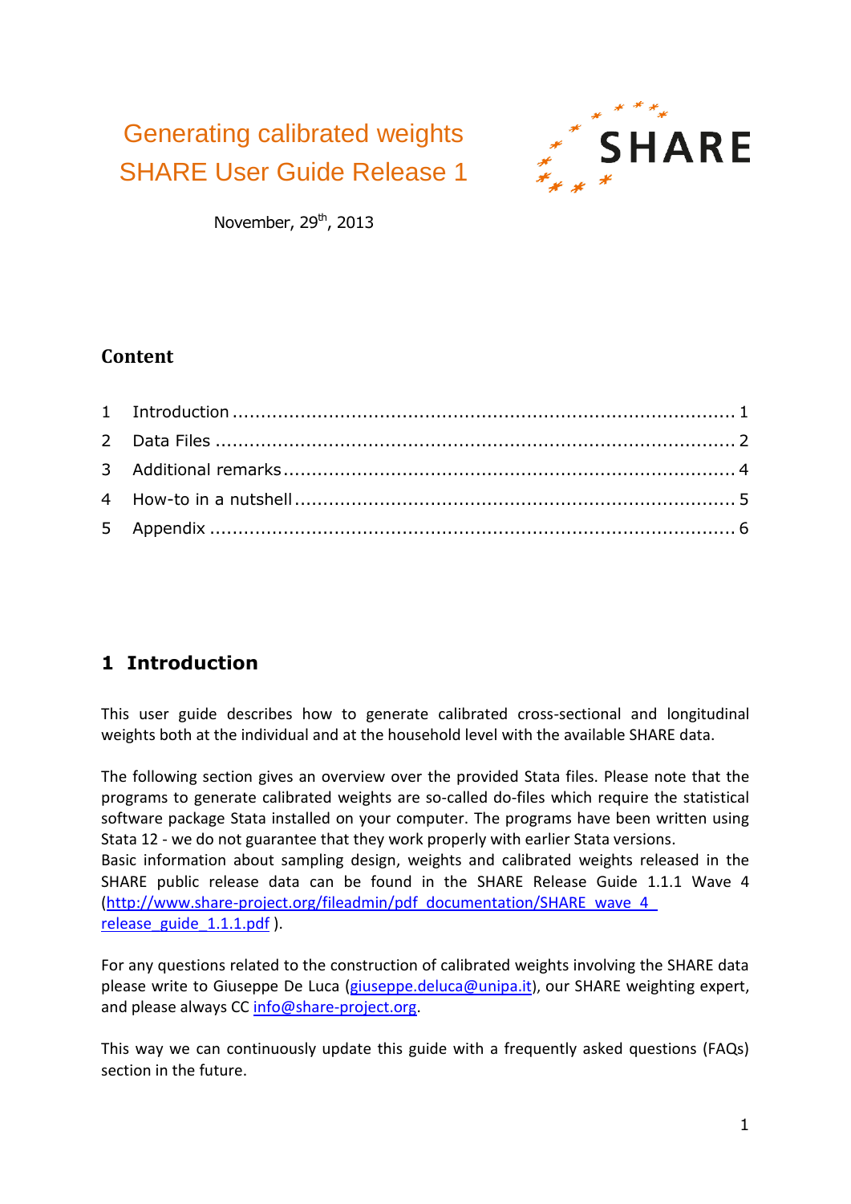# Generating calibrated weights
# SHARE User Guide Release 1

SHARE

November, 29th, 2013

## Content

| | | |
|---|---|---|
| 1 | Introduction | 1 |
| 2 | Data Files | 2 |
| 3 | Additional remarks | 4 |
| 4 | How-to in a nutshell | 5 |
| 5 | Appendix | 6 |

## 1 Introduction

This user guide describes how to generate calibrated cross-sectional and longitudinal weights both at the individual and at the household level with the available SHARE data.

The following section gives an overview over the provided Stata files. Please note that the programs to generate calibrated weights are so-called do-files which require the statistical software package Stata installed on your computer. The programs have been written using Stata 12 - we do not guarantee that they work properly with earlier Stata versions.
Basic information about sampling design, weights and calibrated weights released in the SHARE public release data can be found in the SHARE Release Guide 1.1.1 Wave 4 (http://www.share-project.org/fileadmin/pdf_documentation/SHARE_wave_4_release_guide_1.1.1.pdf ).

For any questions related to the construction of calibrated weights involving the SHARE data please write to Giuseppe De Luca (giuseppe.deluca@unipa.it), our SHARE weighting expert, and please always CC info@share-project.org.

This way we can continuously update this guide with a frequently asked questions (FAQs) section in the future.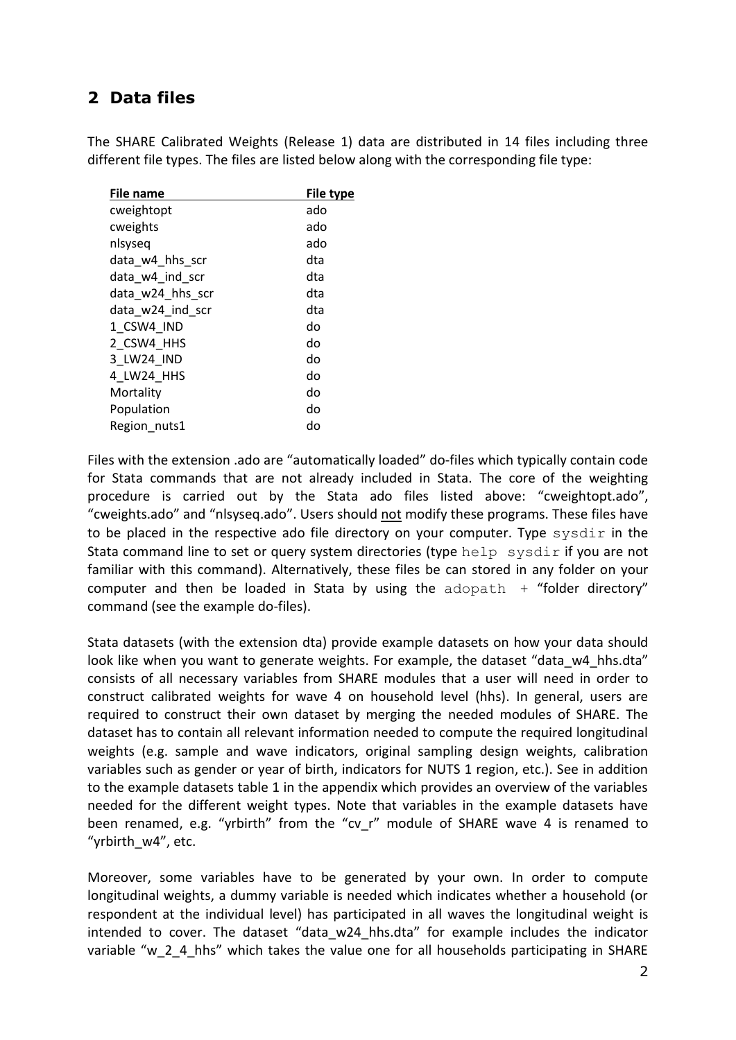## 2 Data files

The SHARE Calibrated Weights (Release 1) data are distributed in 14 files including three different file types. The files are listed below along with the corresponding file type:

| File name | File type |
|---|---|
| cweightopt | ado |
| cweights | ado |
| nlsyseq | ado |
| data_w4_hhs_scr | dta |
| data_w4_ind_scr | dta |
| data_w24_hhs_scr | dta |
| data_w24_ind_scr | dta |
| 1_CSW4_IND | do |
| 2_CSW4_HHS | do |
| 3_LW24_IND | do |
| 4_LW24_HHS | do |
| Mortality | do |
| Population | do |
| Region_nuts1 | do |

Files with the extension .ado are "automatically loaded" do-files which typically contain code for Stata commands that are not already included in Stata. The core of the weighting procedure is carried out by the Stata ado files listed above: "cweightopt.ado", "cweights.ado" and "nlsyseq.ado". Users should not modify these programs. These files have to be placed in the respective ado file directory on your computer. Type `sysdir` in the Stata command line to set or query system directories (type `help sysdir` if you are not familiar with this command). Alternatively, these files be can stored in any folder on your computer and then be loaded in Stata by using the `adopath +` "folder directory" command (see the example do-files).

Stata datasets (with the extension dta) provide example datasets on how your data should look like when you want to generate weights. For example, the dataset "data_w4_hhs.dta" consists of all necessary variables from SHARE modules that a user will need in order to construct calibrated weights for wave 4 on household level (hhs). In general, users are required to construct their own dataset by merging the needed modules of SHARE. The dataset has to contain all relevant information needed to compute the required longitudinal weights (e.g. sample and wave indicators, original sampling design weights, calibration variables such as gender or year of birth, indicators for NUTS 1 region, etc.). See in addition to the example datasets table 1 in the appendix which provides an overview of the variables needed for the different weight types. Note that variables in the example datasets have been renamed, e.g. "yrbirth" from the "cv_r" module of SHARE wave 4 is renamed to "yrbirth_w4", etc.

Moreover, some variables have to be generated by your own. In order to compute longitudinal weights, a dummy variable is needed which indicates whether a household (or respondent at the individual level) has participated in all waves the longitudinal weight is intended to cover. The dataset "data_w24_hhs.dta" for example includes the indicator variable "w_2_4_hhs" which takes the value one for all households participating in SHARE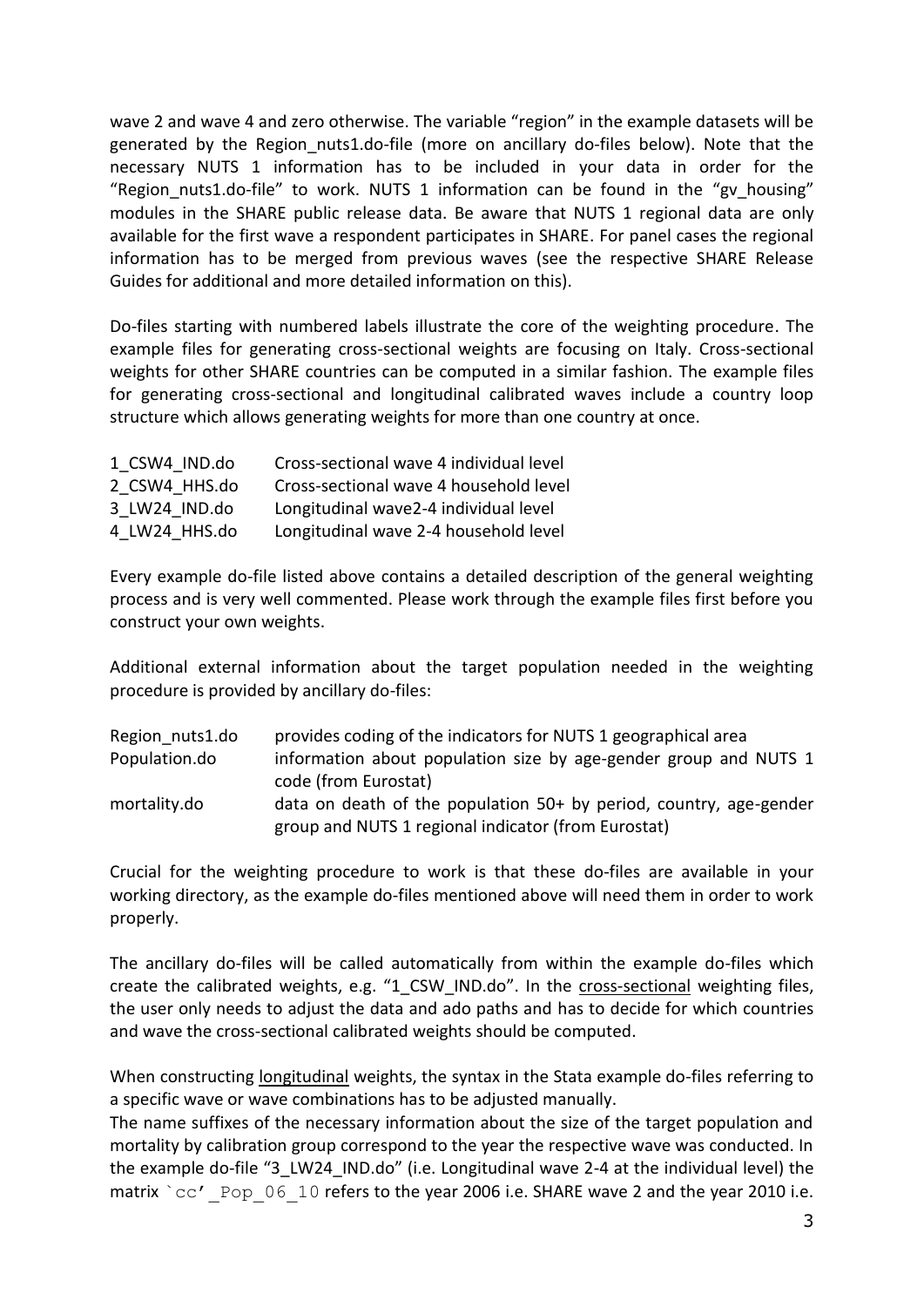wave 2 and wave 4 and zero otherwise. The variable "region" in the example datasets will be generated by the Region_nuts1.do-file (more on ancillary do-files below). Note that the necessary NUTS 1 information has to be included in your data in order for the "Region_nuts1.do-file" to work. NUTS 1 information can be found in the "gv_housing" modules in the SHARE public release data. Be aware that NUTS 1 regional data are only available for the first wave a respondent participates in SHARE. For panel cases the regional information has to be merged from previous waves (see the respective SHARE Release Guides for additional and more detailed information on this).

Do-files starting with numbered labels illustrate the core of the weighting procedure. The example files for generating cross-sectional weights are focusing on Italy. Cross-sectional weights for other SHARE countries can be computed in a similar fashion. The example files for generating cross-sectional and longitudinal calibrated waves include a country loop structure which allows generating weights for more than one country at once.

| | |
|---|---|
| 1_CSW4_IND.do | Cross-sectional wave 4 individual level |
| 2_CSW4_HHS.do | Cross-sectional wave 4 household level |
| 3_LW24_IND.do | Longitudinal wave2-4 individual level |
| 4_LW24_HHS.do | Longitudinal wave 2-4 household level |

Every example do-file listed above contains a detailed description of the general weighting process and is very well commented. Please work through the example files first before you construct your own weights.

Additional external information about the target population needed in the weighting procedure is provided by ancillary do-files:

| | |
|---|---|
| Region_nuts1.do | provides coding of the indicators for NUTS 1 geographical area |
| Population.do | information about population size by age-gender group and NUTS 1 code (from Eurostat) |
| mortality.do | data on death of the population 50+ by period, country, age-gender group and NUTS 1 regional indicator (from Eurostat) |

Crucial for the weighting procedure to work is that these do-files are available in your working directory, as the example do-files mentioned above will need them in order to work properly.

The ancillary do-files will be called automatically from within the example do-files which create the calibrated weights, e.g. "1_CSW_IND.do". In the cross-sectional weighting files, the user only needs to adjust the data and ado paths and has to decide for which countries and wave the cross-sectional calibrated weights should be computed.

When constructing longitudinal weights, the syntax in the Stata example do-files referring to a specific wave or wave combinations has to be adjusted manually.
The name suffixes of the necessary information about the size of the target population and mortality by calibration group correspond to the year the respective wave was conducted. In the example do-file "3_LW24_IND.do" (i.e. Longitudinal wave 2-4 at the individual level) the matrix `` `cc'_Pop_06_10 `` refers to the year 2006 i.e. SHARE wave 2 and the year 2010 i.e.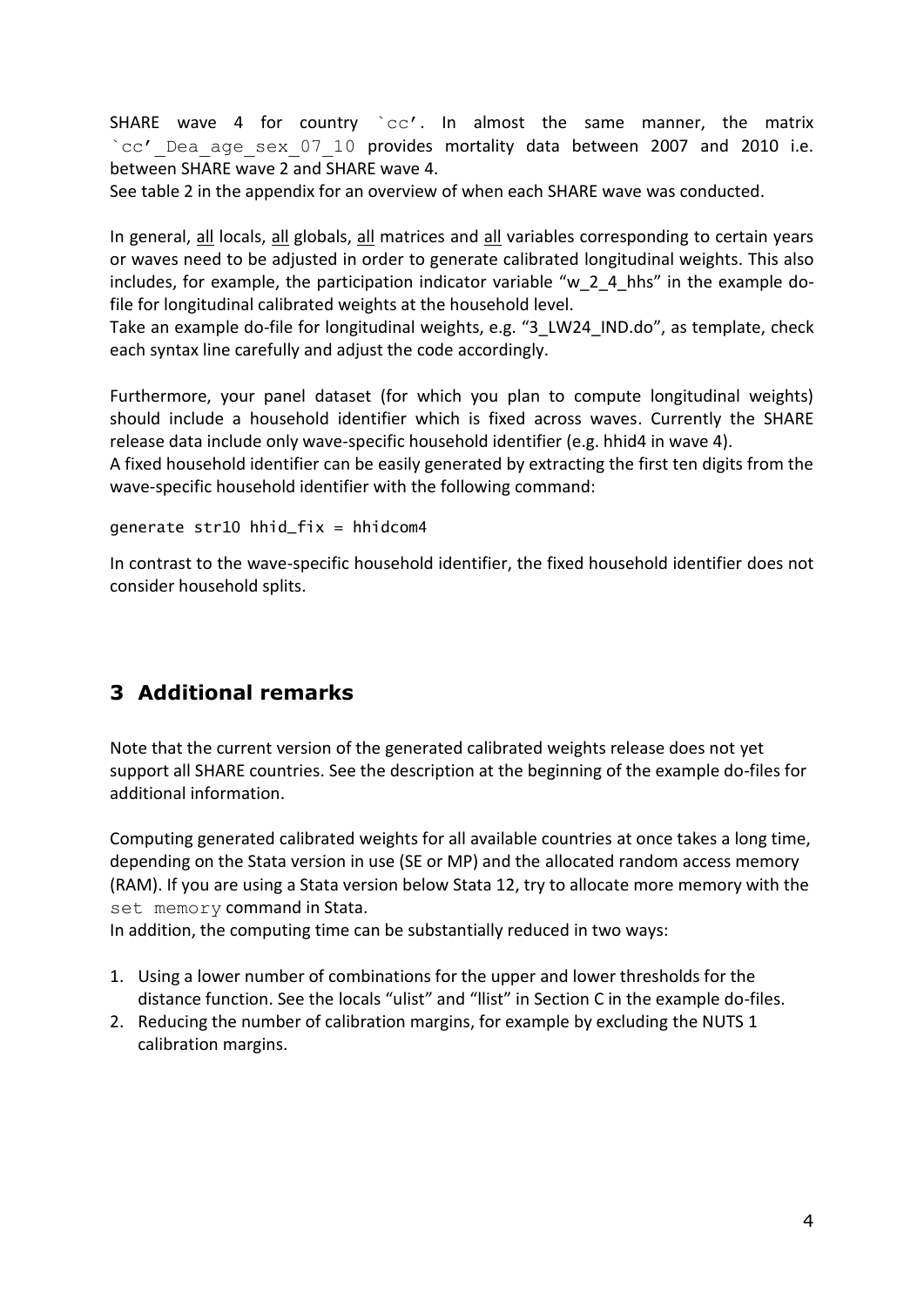SHARE wave 4 for country `cc'. In almost the same manner, the matrix `cc'_Dea_age_sex_07_10 provides mortality data between 2007 and 2010 i.e. between SHARE wave 2 and SHARE wave 4.
See table 2 in the appendix for an overview of when each SHARE wave was conducted.

In general, all locals, all globals, all matrices and all variables corresponding to certain years or waves need to be adjusted in order to generate calibrated longitudinal weights. This also includes, for example, the participation indicator variable "w_2_4_hhs" in the example do-file for longitudinal calibrated weights at the household level.
Take an example do-file for longitudinal weights, e.g. "3_LW24_IND.do", as template, check each syntax line carefully and adjust the code accordingly.

Furthermore, your panel dataset (for which you plan to compute longitudinal weights) should include a household identifier which is fixed across waves. Currently the SHARE release data include only wave-specific household identifier (e.g. hhid4 in wave 4).
A fixed household identifier can be easily generated by extracting the first ten digits from the wave-specific household identifier with the following command:

```
generate str10 hhid_fix = hhidcom4
```

In contrast to the wave-specific household identifier, the fixed household identifier does not consider household splits.

# 3 Additional remarks

Note that the current version of the generated calibrated weights release does not yet support all SHARE countries. See the description at the beginning of the example do-files for additional information.

Computing generated calibrated weights for all available countries at once takes a long time, depending on the Stata version in use (SE or MP) and the allocated random access memory (RAM). If you are using a Stata version below Stata 12, try to allocate more memory with the `set memory` command in Stata.
In addition, the computing time can be substantially reduced in two ways:

1. Using a lower number of combinations for the upper and lower thresholds for the distance function. See the locals "ulist" and "llist" in Section C in the example do-files.
2. Reducing the number of calibration margins, for example by excluding the NUTS 1 calibration margins.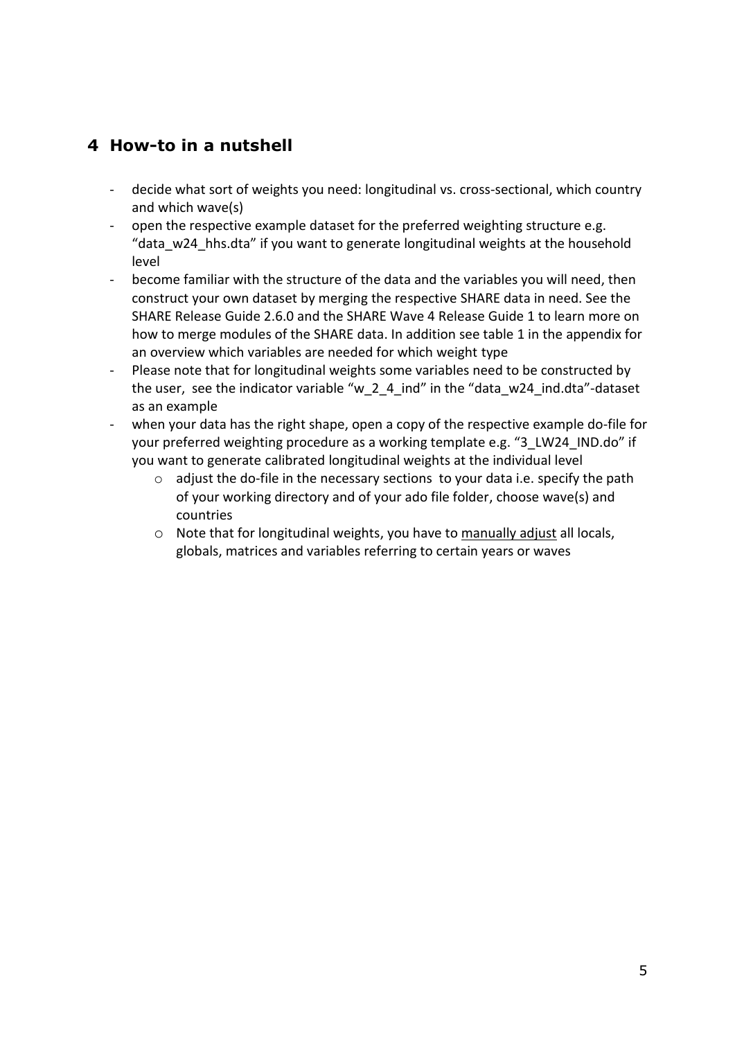## 4 How-to in a nutshell

- decide what sort of weights you need: longitudinal vs. cross-sectional, which country and which wave(s)
- open the respective example dataset for the preferred weighting structure e.g. "data_w24_hhs.dta" if you want to generate longitudinal weights at the household level
- become familiar with the structure of the data and the variables you will need, then construct your own dataset by merging the respective SHARE data in need. See the SHARE Release Guide 2.6.0 and the SHARE Wave 4 Release Guide 1 to learn more on how to merge modules of the SHARE data. In addition see table 1 in the appendix for an overview which variables are needed for which weight type
- Please note that for longitudinal weights some variables need to be constructed by the user, see the indicator variable "w_2_4_ind" in the "data_w24_ind.dta"-dataset as an example
- when your data has the right shape, open a copy of the respective example do-file for your preferred weighting procedure as a working template e.g. "3_LW24_IND.do" if you want to generate calibrated longitudinal weights at the individual level
  - adjust the do-file in the necessary sections to your data i.e. specify the path of your working directory and of your ado file folder, choose wave(s) and countries
  - Note that for longitudinal weights, you have to manually adjust all locals, globals, matrices and variables referring to certain years or waves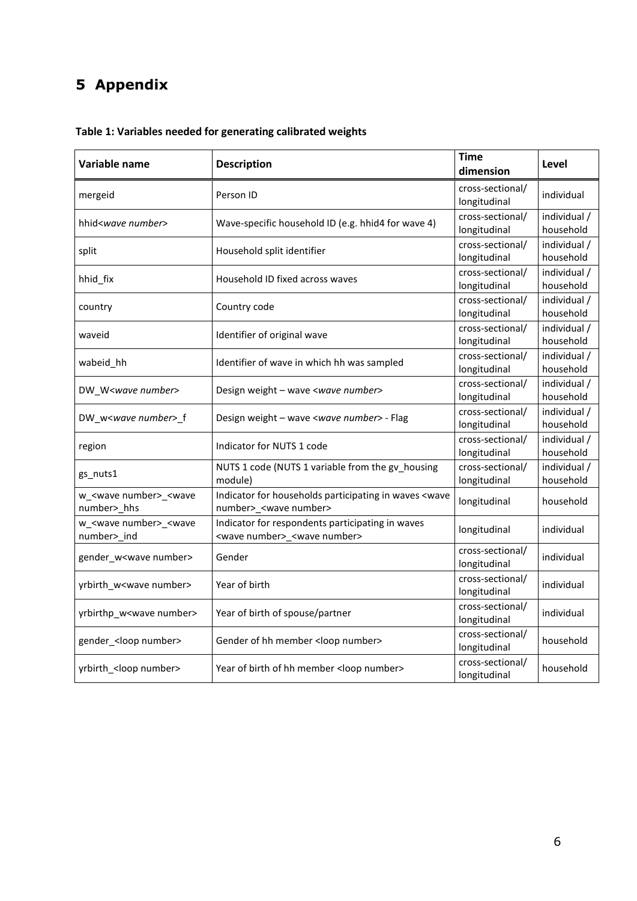# 5 Appendix

**Table 1: Variables needed for generating calibrated weights**

| Variable name | Description | Time dimension | Level |
|---|---|---|---|
| mergeid | Person ID | cross-sectional/ longitudinal | individual |
| hhid*<wave number>* | Wave-specific household ID (e.g. hhid4 for wave 4) | cross-sectional/ longitudinal | individual / household |
| split | Household split identifier | cross-sectional/ longitudinal | individual / household |
| hhid_fix | Household ID fixed across waves | cross-sectional/ longitudinal | individual / household |
| country | Country code | cross-sectional/ longitudinal | individual / household |
| waveid | Identifier of original wave | cross-sectional/ longitudinal | individual / household |
| wabeid_hh | Identifier of wave in which hh was sampled | cross-sectional/ longitudinal | individual / household |
| DW_W*<wave number>* | Design weight – wave *<wave number>* | cross-sectional/ longitudinal | individual / household |
| DW_w*<wave number>*_f | Design weight – wave *<wave number>* - Flag | cross-sectional/ longitudinal | individual / household |
| region | Indicator for NUTS 1 code | cross-sectional/ longitudinal | individual / household |
| gs_nuts1 | NUTS 1 code (NUTS 1 variable from the gv_housing module) | cross-sectional/ longitudinal | individual / household |
| w_<wave number>_<wave number>_hhs | Indicator for households participating in waves <wave number>_<wave number> | longitudinal | household |
| w_<wave number>_<wave number>_ind | Indicator for respondents participating in waves <wave number>_<wave number> | longitudinal | individual |
| gender_w<wave number> | Gender | cross-sectional/ longitudinal | individual |
| yrbirth_w<wave number> | Year of birth | cross-sectional/ longitudinal | individual |
| yrbirthp_w<wave number> | Year of birth of spouse/partner | cross-sectional/ longitudinal | individual |
| gender_<loop number> | Gender of hh member <loop number> | cross-sectional/ longitudinal | household |
| yrbirth_<loop number> | Year of birth of hh member <loop number> | cross-sectional/ longitudinal | household |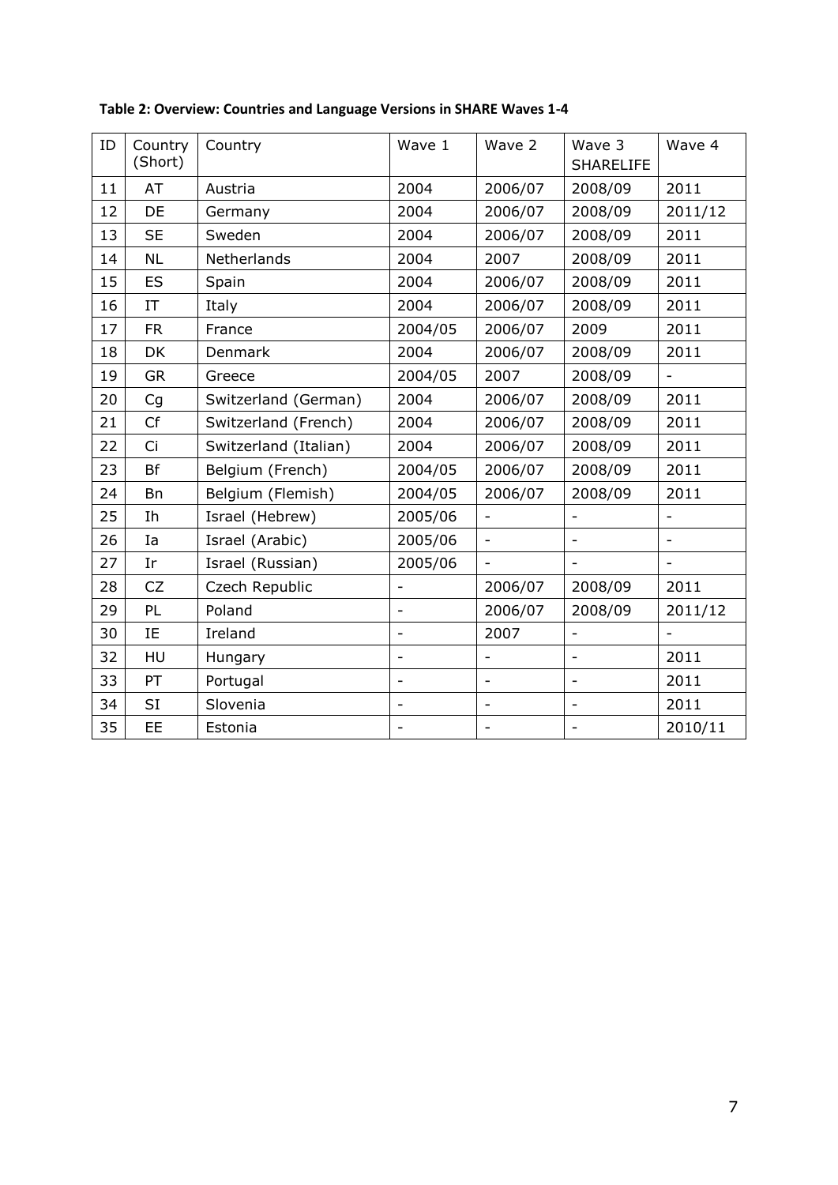**Table 2: Overview: Countries and Language Versions in SHARE Waves 1-4**

| ID | Country (Short) | Country | Wave 1 | Wave 2 | Wave 3 SHARELIFE | Wave 4 |
|---|---|---|---|---|---|---|
| 11 | AT | Austria | 2004 | 2006/07 | 2008/09 | 2011 |
| 12 | DE | Germany | 2004 | 2006/07 | 2008/09 | 2011/12 |
| 13 | SE | Sweden | 2004 | 2006/07 | 2008/09 | 2011 |
| 14 | NL | Netherlands | 2004 | 2007 | 2008/09 | 2011 |
| 15 | ES | Spain | 2004 | 2006/07 | 2008/09 | 2011 |
| 16 | IT | Italy | 2004 | 2006/07 | 2008/09 | 2011 |
| 17 | FR | France | 2004/05 | 2006/07 | 2009 | 2011 |
| 18 | DK | Denmark | 2004 | 2006/07 | 2008/09 | 2011 |
| 19 | GR | Greece | 2004/05 | 2007 | 2008/09 | - |
| 20 | Cg | Switzerland (German) | 2004 | 2006/07 | 2008/09 | 2011 |
| 21 | Cf | Switzerland (French) | 2004 | 2006/07 | 2008/09 | 2011 |
| 22 | Ci | Switzerland (Italian) | 2004 | 2006/07 | 2008/09 | 2011 |
| 23 | Bf | Belgium (French) | 2004/05 | 2006/07 | 2008/09 | 2011 |
| 24 | Bn | Belgium (Flemish) | 2004/05 | 2006/07 | 2008/09 | 2011 |
| 25 | Ih | Israel (Hebrew) | 2005/06 | - | - | - |
| 26 | Ia | Israel (Arabic) | 2005/06 | - | - | - |
| 27 | Ir | Israel (Russian) | 2005/06 | - | - | - |
| 28 | CZ | Czech Republic | - | 2006/07 | 2008/09 | 2011 |
| 29 | PL | Poland | - | 2006/07 | 2008/09 | 2011/12 |
| 30 | IE | Ireland | - | 2007 | - | - |
| 32 | HU | Hungary | - | - | - | 2011 |
| 33 | PT | Portugal | - | - | - | 2011 |
| 34 | SI | Slovenia | - | - | - | 2011 |
| 35 | EE | Estonia | - | - | - | 2010/11 |